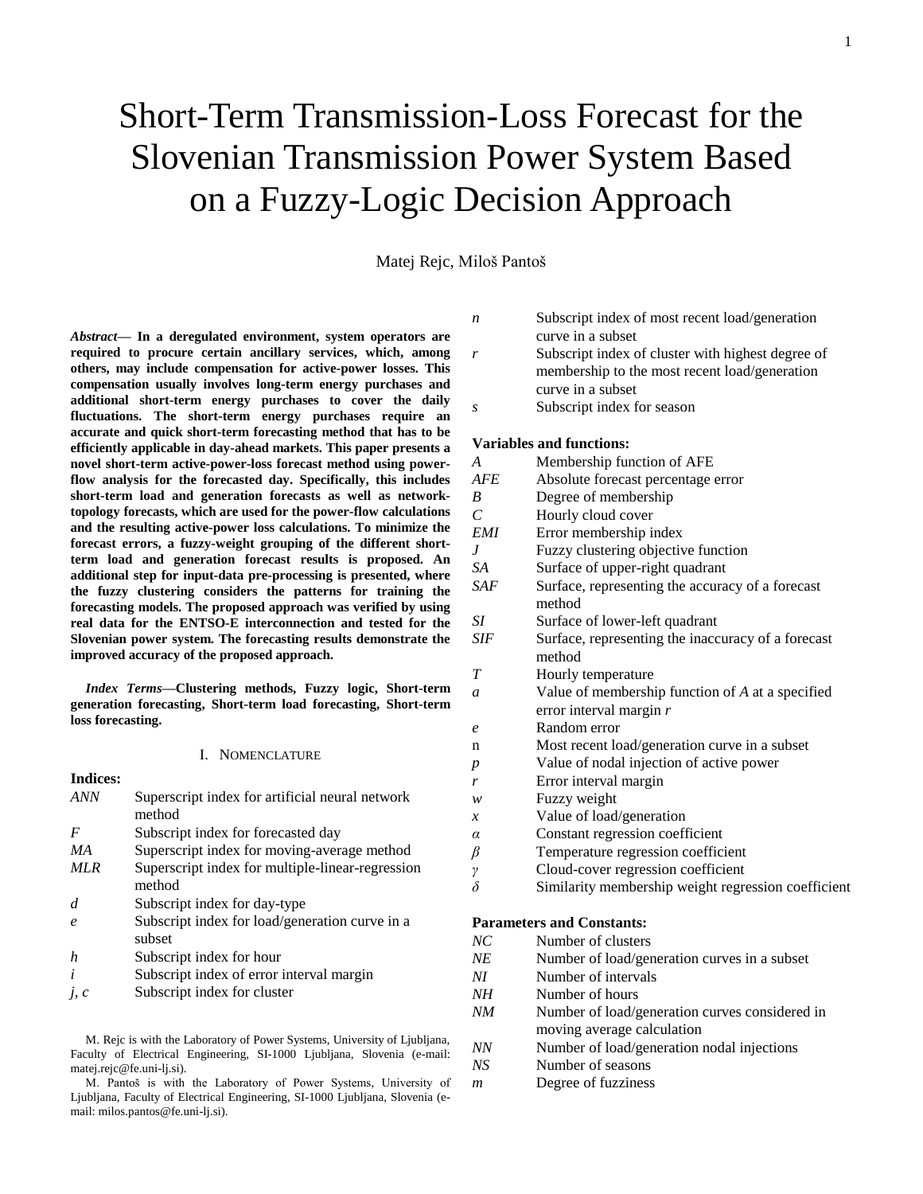# Short-Term Transmission-Loss Forecast for the Slovenian Transmission Power System Based on a Fuzzy-Logic Decision Approach

Matej Rejc, Miloš Pantoš

***Abstract*— In a deregulated environment, system operators are required to procure certain ancillary services, which, among others, may include compensation for active-power losses. This compensation usually involves long-term energy purchases and additional short-term energy purchases to cover the daily fluctuations. The short-term energy purchases require an accurate and quick short-term forecasting method that has to be efficiently applicable in day-ahead markets. This paper presents a novel short-term active-power-loss forecast method using power-flow analysis for the forecasted day. Specifically, this includes short-term load and generation forecasts as well as network-topology forecasts, which are used for the power-flow calculations and the resulting active-power loss calculations. To minimize the forecast errors, a fuzzy-weight grouping of the different short-term load and generation forecast results is proposed. An additional step for input-data pre-processing is presented, where the fuzzy clustering considers the patterns for training the forecasting models. The proposed approach was verified by using real data for the ENTSO-E interconnection and tested for the Slovenian power system. The forecasting results demonstrate the improved accuracy of the proposed approach.**

***Index Terms*—Clustering methods, Fuzzy logic, Short-term generation forecasting, Short-term load forecasting, Short-term loss forecasting.**

## I. Nomenclature

**Indices:**

| | |
|---|---|
| *ANN* | Superscript index for artificial neural network method |
| *F* | Subscript index for forecasted day |
| *MA* | Superscript index for moving-average method |
| *MLR* | Superscript index for multiple-linear-regression method |
| *d* | Subscript index for day-type |
| *e* | Subscript index for load/generation curve in a subset |
| *h* | Subscript index for hour |
| *i* | Subscript index of error interval margin |
| *j*, *c* | Subscript index for cluster |
| *n* | Subscript index of most recent load/generation curve in a subset |
| *r* | Subscript index of cluster with highest degree of membership to the most recent load/generation curve in a subset |
| *s* | Subscript index for season |

**Variables and functions:**

| | |
|---|---|
| *A* | Membership function of AFE |
| *AFE* | Absolute forecast percentage error |
| *B* | Degree of membership |
| *C* | Hourly cloud cover |
| *EMI* | Error membership index |
| *J* | Fuzzy clustering objective function |
| *SA* | Surface of upper-right quadrant |
| *SAF* | Surface, representing the accuracy of a forecast method |
| *SI* | Surface of lower-left quadrant |
| *SIF* | Surface, representing the inaccuracy of a forecast method |
| *T* | Hourly temperature |
| *a* | Value of membership function of *A* at a specified error interval margin *r* |
| *e* | Random error |
| n | Most recent load/generation curve in a subset |
| *p* | Value of nodal injection of active power |
| *r* | Error interval margin |
| *w* | Fuzzy weight |
| *x* | Value of load/generation |
| $\alpha$ | Constant regression coefficient |
| $\beta$ | Temperature regression coefficient |
| $\gamma$ | Cloud-cover regression coefficient |
| $\delta$ | Similarity membership weight regression coefficient |

**Parameters and Constants:**

| | |
|---|---|
| *NC* | Number of clusters |
| *NE* | Number of load/generation curves in a subset |
| *NI* | Number of intervals |
| *NH* | Number of hours |
| *NM* | Number of load/generation curves considered in moving average calculation |
| *NN* | Number of load/generation nodal injections |
| *NS* | Number of seasons |
| *m* | Degree of fuzziness |

M. Rejc is with the Laboratory of Power Systems, University of Ljubljana, Faculty of Electrical Engineering, SI-1000 Ljubljana, Slovenia (e-mail: matej.rejc@fe.uni-lj.si).

M. Pantoš is with the Laboratory of Power Systems, University of Ljubljana, Faculty of Electrical Engineering, SI-1000 Ljubljana, Slovenia (e-mail: milos.pantos@fe.uni-lj.si).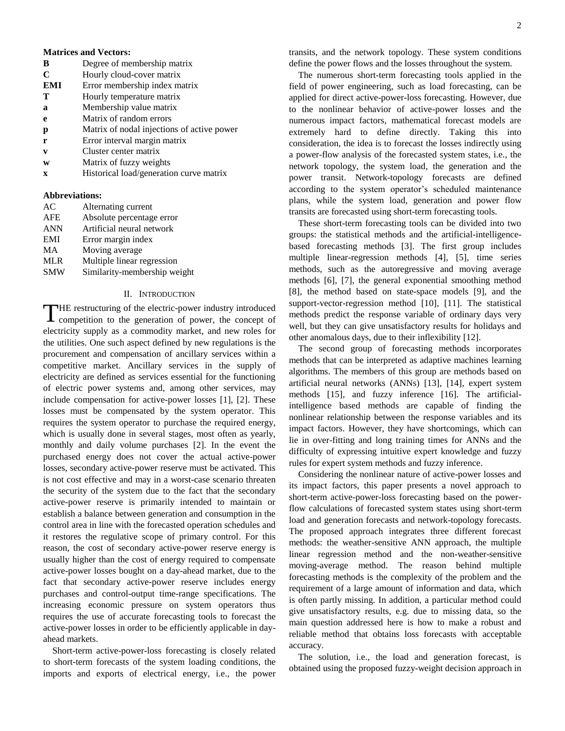**Matrices and Vectors:**

| | |
|---|---|
| **B** | Degree of membership matrix |
| **C** | Hourly cloud-cover matrix |
| **EMI** | Error membership index matrix |
| **T** | Hourly temperature matrix |
| **a** | Membership value matrix |
| **e** | Matrix of random errors |
| **p** | Matrix of nodal injections of active power |
| **r** | Error interval margin matrix |
| **v** | Cluster center matrix |
| **w** | Matrix of fuzzy weights |
| **x** | Historical load/generation curve matrix |

**Abbreviations:**

| | |
|---|---|
| AC | Alternating current |
| AFE | Absolute percentage error |
| ANN | Artificial neural network |
| EMI | Error margin index |
| MA | Moving average |
| MLR | Multiple linear regression |
| SMW | Similarity-membership weight |

## II. Introduction

THE restructuring of the electric-power industry introduced competition to the generation of power, the concept of electricity supply as a commodity market, and new roles for the utilities. One such aspect defined by new regulations is the procurement and compensation of ancillary services within a competitive market. Ancillary services in the supply of electricity are defined as services essential for the functioning of electric power systems and, among other services, may include compensation for active-power losses [1], [2]. These losses must be compensated by the system operator. This requires the system operator to purchase the required energy, which is usually done in several stages, most often as yearly, monthly and daily volume purchases [2]. In the event the purchased energy does not cover the actual active-power losses, secondary active-power reserve must be activated. This is not cost effective and may in a worst-case scenario threaten the security of the system due to the fact that the secondary active-power reserve is primarily intended to maintain or establish a balance between generation and consumption in the control area in line with the forecasted operation schedules and it restores the regulative scope of primary control. For this reason, the cost of secondary active-power reserve energy is usually higher than the cost of energy required to compensate active-power losses bought on a day-ahead market, due to the fact that secondary active-power reserve includes energy purchases and control-output time-range specifications. The increasing economic pressure on system operators thus requires the use of accurate forecasting tools to forecast the active-power losses in order to be efficiently applicable in day-ahead markets.

Short-term active-power-loss forecasting is closely related to short-term forecasts of the system loading conditions, the imports and exports of electrical energy, i.e., the power transits, and the network topology. These system conditions define the power flows and the losses throughout the system.

The numerous short-term forecasting tools applied in the field of power engineering, such as load forecasting, can be applied for direct active-power-loss forecasting. However, due to the nonlinear behavior of active-power losses and the numerous impact factors, mathematical forecast models are extremely hard to define directly. Taking this into consideration, the idea is to forecast the losses indirectly using a power-flow analysis of the forecasted system states, i.e., the network topology, the system load, the generation and the power transit. Network-topology forecasts are defined according to the system operator's scheduled maintenance plans, while the system load, generation and power flow transits are forecasted using short-term forecasting tools.

These short-term forecasting tools can be divided into two groups: the statistical methods and the artificial-intelligence-based forecasting methods [3]. The first group includes multiple linear-regression methods [4], [5], time series methods, such as the autoregressive and moving average methods [6], [7], the general exponential smoothing method [8], the method based on state-space models [9], and the support-vector-regression method [10], [11]. The statistical methods predict the response variable of ordinary days very well, but they can give unsatisfactory results for holidays and other anomalous days, due to their inflexibility [12].

The second group of forecasting methods incorporates methods that can be interpreted as adaptive machines learning algorithms. The members of this group are methods based on artificial neural networks (ANNs) [13], [14], expert system methods [15], and fuzzy inference [16]. The artificial-intelligence based methods are capable of finding the nonlinear relationship between the response variables and its impact factors. However, they have shortcomings, which can lie in over-fitting and long training times for ANNs and the difficulty of expressing intuitive expert knowledge and fuzzy rules for expert system methods and fuzzy inference.

Considering the nonlinear nature of active-power losses and its impact factors, this paper presents a novel approach to short-term active-power-loss forecasting based on the power-flow calculations of forecasted system states using short-term load and generation forecasts and network-topology forecasts. The proposed approach integrates three different forecast methods: the weather-sensitive ANN approach, the multiple linear regression method and the non-weather-sensitive moving-average method. The reason behind multiple forecasting methods is the complexity of the problem and the requirement of a large amount of information and data, which is often partly missing. In addition, a particular method could give unsatisfactory results, e.g. due to missing data, so the main question addressed here is how to make a robust and reliable method that obtains loss forecasts with acceptable accuracy.

The solution, i.e., the load and generation forecast, is obtained using the proposed fuzzy-weight decision approach in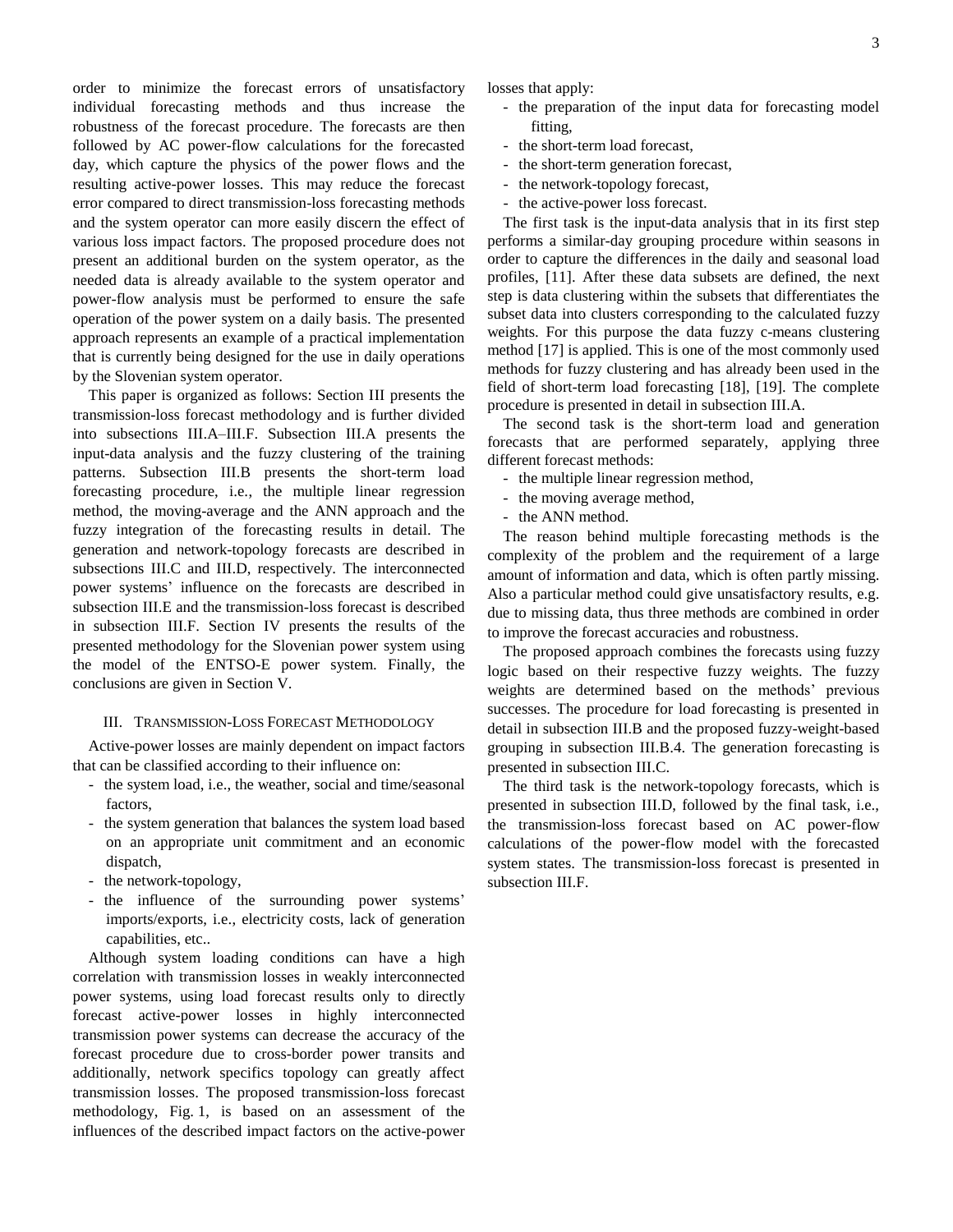order to minimize the forecast errors of unsatisfactory individual forecasting methods and thus increase the robustness of the forecast procedure. The forecasts are then followed by AC power-flow calculations for the forecasted day, which capture the physics of the power flows and the resulting active-power losses. This may reduce the forecast error compared to direct transmission-loss forecasting methods and the system operator can more easily discern the effect of various loss impact factors. The proposed procedure does not present an additional burden on the system operator, as the needed data is already available to the system operator and power-flow analysis must be performed to ensure the safe operation of the power system on a daily basis. The presented approach represents an example of a practical implementation that is currently being designed for the use in daily operations by the Slovenian system operator.

This paper is organized as follows: Section III presents the transmission-loss forecast methodology and is further divided into subsections III.A–III.F. Subsection III.A presents the input-data analysis and the fuzzy clustering of the training patterns. Subsection III.B presents the short-term load forecasting procedure, i.e., the multiple linear regression method, the moving-average and the ANN approach and the fuzzy integration of the forecasting results in detail. The generation and network-topology forecasts are described in subsections III.C and III.D, respectively. The interconnected power systems' influence on the forecasts are described in subsection III.E and the transmission-loss forecast is described in subsection III.F. Section IV presents the results of the presented methodology for the Slovenian power system using the model of the ENTSO-E power system. Finally, the conclusions are given in Section V.

## III. Transmission-Loss Forecast Methodology

Active-power losses are mainly dependent on impact factors that can be classified according to their influence on:

- the system load, i.e., the weather, social and time/seasonal factors,
- the system generation that balances the system load based on an appropriate unit commitment and an economic dispatch,
- the network-topology,
- the influence of the surrounding power systems' imports/exports, i.e., electricity costs, lack of generation capabilities, etc..

Although system loading conditions can have a high correlation with transmission losses in weakly interconnected power systems, using load forecast results only to directly forecast active-power losses in highly interconnected transmission power systems can decrease the accuracy of the forecast procedure due to cross-border power transits and additionally, network specifics topology can greatly affect transmission losses. The proposed transmission-loss forecast methodology, Fig. 1, is based on an assessment of the influences of the described impact factors on the active-power losses that apply:

- the preparation of the input data for forecasting model fitting,
- the short-term load forecast,
- the short-term generation forecast,
- the network-topology forecast,
- the active-power loss forecast.

The first task is the input-data analysis that in its first step performs a similar-day grouping procedure within seasons in order to capture the differences in the daily and seasonal load profiles, [11]. After these data subsets are defined, the next step is data clustering within the subsets that differentiates the subset data into clusters corresponding to the calculated fuzzy weights. For this purpose the data fuzzy c-means clustering method [17] is applied. This is one of the most commonly used methods for fuzzy clustering and has already been used in the field of short-term load forecasting [18], [19]. The complete procedure is presented in detail in subsection III.A.

The second task is the short-term load and generation forecasts that are performed separately, applying three different forecast methods:

- the multiple linear regression method,
- the moving average method,
- the ANN method.

The reason behind multiple forecasting methods is the complexity of the problem and the requirement of a large amount of information and data, which is often partly missing. Also a particular method could give unsatisfactory results, e.g. due to missing data, thus three methods are combined in order to improve the forecast accuracies and robustness.

The proposed approach combines the forecasts using fuzzy logic based on their respective fuzzy weights. The fuzzy weights are determined based on the methods' previous successes. The procedure for load forecasting is presented in detail in subsection III.B and the proposed fuzzy-weight-based grouping in subsection III.B.4. The generation forecasting is presented in subsection III.C.

The third task is the network-topology forecasts, which is presented in subsection III.D, followed by the final task, i.e., the transmission-loss forecast based on AC power-flow calculations of the power-flow model with the forecasted system states. The transmission-loss forecast is presented in subsection III.F.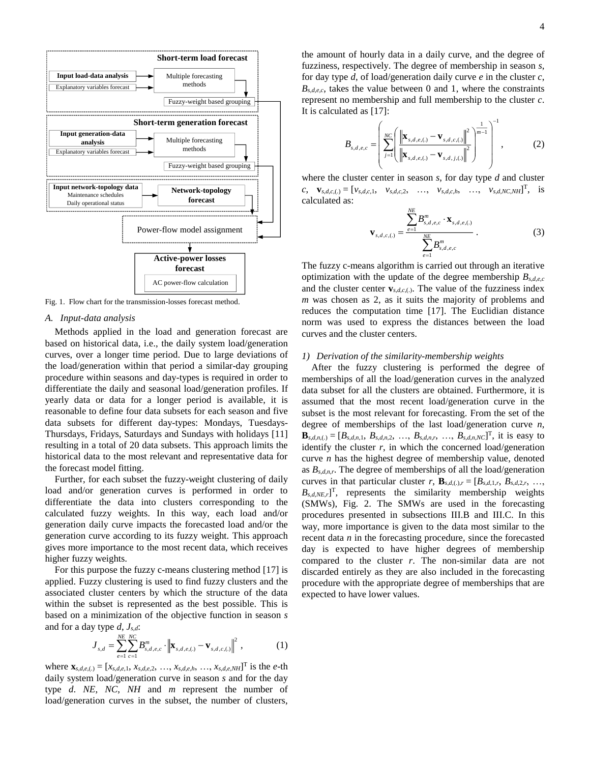Short-term load forecast

Input load-data analysis

Explanatory variables forecast

Multiple forecasting methods

Fuzzy-weight based grouping

Short-term generation forecast

Input generation-data analysis

Explanatory variables forecast

Multiple forecasting methods

Fuzzy-weight based grouping

Input network-topology data

Maintenance schedules

Daily operational status

Network-topology forecast

Power-flow model assignment

Active-power losses forecast

AC power-flow calculation

Fig. 1. Flow chart for the transmission-losses forecast method.

### A. Input-data analysis

Methods applied in the load and generation forecast are based on historical data, i.e., the daily system load/generation curves, over a longer time period. Due to large deviations of the load/generation within that period a similar-day grouping procedure within seasons and day-types is required in order to differentiate the daily and seasonal load/generation profiles. If yearly data or data for a longer period is available, it is reasonable to define four data subsets for each season and five data subsets for different day-types: Mondays, Tuesdays-Thursdays, Fridays, Saturdays and Sundays with holidays [11] resulting in a total of 20 data subsets. This approach limits the historical data to the most relevant and representative data for the forecast model fitting.

Further, for each subset the fuzzy-weight clustering of daily load and/or generation curves is performed in order to differentiate the data into clusters corresponding to the calculated fuzzy weights. In this way, each load and/or generation daily curve impacts the forecasted load and/or the generation curve according to its fuzzy weight. This approach gives more importance to the most recent data, which receives higher fuzzy weights.

For this purpose the fuzzy c-means clustering method [17] is applied. Fuzzy clustering is used to find fuzzy clusters and the associated cluster centers by which the structure of the data within the subset is represented as the best possible. This is based on a minimization of the objective function in season $s$ and for a day type $d$, $J_{s,d}$:

$$J_{s,d} = \sum_{e=1}^{NE} \sum_{c=1}^{NC} B_{s,d,e,c}^{m} \cdot \left\| \mathbf{x}_{s,d,e,(.)} - \mathbf{v}_{s,d,c,(.)} \right\|^2 , \qquad (1)$$

where $\mathbf{x}_{s,d,e,(.)} = [x_{s,d,e,1}, x_{s,d,e,2}, \ldots, x_{s,d,e,h}, \ldots, x_{s,d,e,NH}]^{\mathrm{T}}$ is the $e$-th daily system load/generation curve in season $s$ and for the day type $d$. $NE$, $NC$, $NH$ and $m$ represent the number of load/generation curves in the subset, the number of clusters, the amount of hourly data in a daily curve, and the degree of fuzziness, respectively. The degree of membership in season $s$, for day type $d$, of load/generation daily curve $e$ in the cluster $c$, $B_{s,d,e,c}$, takes the value between 0 and 1, where the constraints represent no membership and full membership to the cluster $c$. It is calculated as [17]:

$$B_{s,d,e,c} = \left( \sum_{j=1}^{NC} \left( \frac{\left\| \mathbf{x}_{s,d,e,(.)} - \mathbf{v}_{s,d,c,(.)} \right\|^2}{\left\| \mathbf{x}_{s,d,e,(.)} - \mathbf{v}_{s,d,j,(.)} \right\|^2} \right)^{\frac{1}{m-1}} \right)^{-1} , \qquad (2)$$

where the cluster center in season $s$, for day type $d$ and cluster $c$, $\mathbf{v}_{s,d,c,(.)} = [v_{s,d,c,1}, v_{s,d,c,2}, \ldots, v_{s,d,c,h}, \ldots, v_{s,d,NC,NH}]^{\mathrm{T}}$, is calculated as:

$$\mathbf{v}_{s,d,c,(.)} = \frac{\sum_{e=1}^{NE} B_{s,d,e,c}^{m} \cdot \mathbf{x}_{s,d,e,(.)}}{\sum_{e=1}^{NE} B_{s,d,e,c}^{m}} . \qquad (3)$$

The fuzzy c-means algorithm is carried out through an iterative optimization with the update of the degree membership $B_{s,d,e,c}$ and the cluster center $\mathbf{v}_{s,d,c,(.)}$. The value of the fuzziness index $m$ was chosen as 2, as it suits the majority of problems and reduces the computation time [17]. The Euclidian distance norm was used to express the distances between the load curves and the cluster centers.

#### 1) Derivation of the similarity-membership weights

After the fuzzy clustering is performed the degree of memberships of all the load/generation curves in the analyzed data subset for all the clusters are obtained. Furthermore, it is assumed that the most recent load/generation curve in the subset is the most relevant for forecasting. From the set of the degree of memberships of the last load/generation curve $n$, $\mathbf{B}_{s,d,n,(.)} = [B_{s,d,n,1}, B_{s,d,n,2}, \ldots, B_{s,d,n,r}, \ldots, B_{s,d,n,NC}]^{\mathrm{T}}$, it is easy to identify the cluster $r$, in which the concerned load/generation curve $n$ has the highest degree of membership value, denoted as $B_{s,d,n,r}$. The degree of memberships of all the load/generation curves in that particular cluster $r$, $\mathbf{B}_{s,d,(.),r} = [B_{s,d,1,r}, B_{s,d,2,r}, \ldots, B_{s,d,NE,r}]^{\mathrm{T}}$, represents the similarity membership weights (SMWs), Fig. 2. The SMWs are used in the forecasting procedures presented in subsections III.B and III.C. In this way, more importance is given to the data most similar to the recent data $n$ in the forecasting procedure, since the forecasted day is expected to have higher degrees of membership compared to the cluster $r$. The non-similar data are not discarded entirely as they are also included in the forecasting procedure with the appropriate degree of memberships that are expected to have lower values.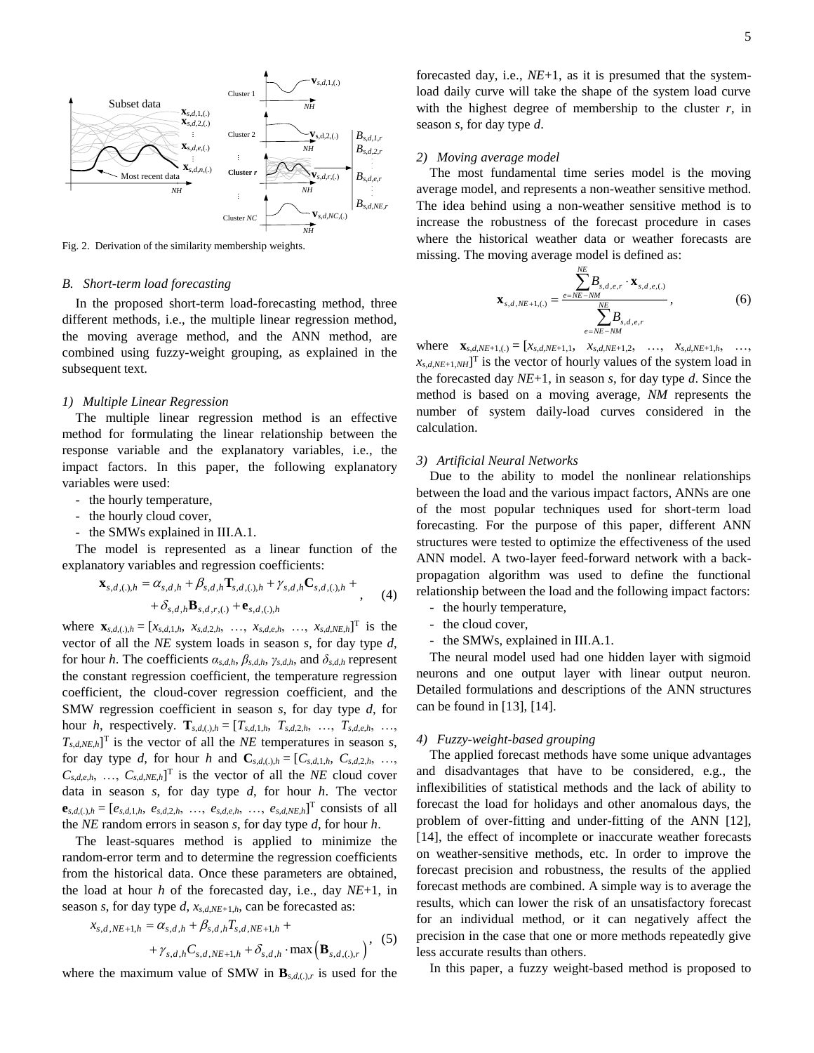Fig. 2. Derivation of the similarity membership weights.

### B. Short-term load forecasting

In the proposed short-term load-forecasting method, three different methods, i.e., the multiple linear regression method, the moving average method, and the ANN method, are combined using fuzzy-weight grouping, as explained in the subsequent text.

#### 1) Multiple Linear Regression

The multiple linear regression method is an effective method for formulating the linear relationship between the response variable and the explanatory variables, i.e., the impact factors. In this paper, the following explanatory variables were used:

- the hourly temperature,
- the hourly cloud cover,
- the SMWs explained in III.A.1.

The model is represented as a linear function of the explanatory variables and regression coefficients:

$$\mathbf{x}_{s,d,(.),h} = \alpha_{s,d,h} + \beta_{s,d,h}\mathbf{T}_{s,d,(.),h} + \gamma_{s,d,h}\mathbf{C}_{s,d,(.),h} + \\ + \delta_{s,d,h}\mathbf{B}_{s,d,r,(.)} + \mathbf{e}_{s,d,(.),h} \quad (4)$$

where $\mathbf{x}_{s,d,(.),h} = [x_{s,d,1,h},\ x_{s,d,2,h},\ \ldots,\ x_{s,d,e,h},\ \ldots,\ x_{s,d,NE,h}]^T$ is the vector of all the $NE$ system loads in season $s$, for day type $d$, for hour $h$. The coefficients $\alpha_{s,d,h}$, $\beta_{s,d,h}$, $\gamma_{s,d,h}$, and $\delta_{s,d,h}$ represent the constant regression coefficient, the temperature regression coefficient, the cloud-cover regression coefficient, and the SMW regression coefficient in season $s$, for day type $d$, for hour $h$, respectively. $\mathbf{T}_{s,d,(.),h} = [T_{s,d,1,h},\ T_{s,d,2,h},\ \ldots,\ T_{s,d,e,h},\ \ldots,\ T_{s,d,NE,h}]^T$ is the vector of all the $NE$ temperatures in season $s$, for day type $d$, for hour $h$ and $\mathbf{C}_{s,d,(.),h} = [C_{s,d,1,h},\ C_{s,d,2,h},\ \ldots,\ C_{s,d,e,h},\ \ldots,\ C_{s,d,NE,h}]^T$ is the vector of all the $NE$ cloud cover data in season $s$, for day type $d$, for hour $h$. The vector $\mathbf{e}_{s,d,(.),h} = [e_{s,d,1,h},\ e_{s,d,2,h},\ \ldots,\ e_{s,d,e,h},\ \ldots,\ e_{s,d,NE,h}]^T$ consists of all the $NE$ random errors in season $s$, for day type $d$, for hour $h$.

The least-squares method is applied to minimize the random-error term and to determine the regression coefficients from the historical data. Once these parameters are obtained, the load at hour $h$ of the forecasted day, i.e., day $NE$+1, in season $s$, for day type $d$, $x_{s,d,NE+1,h}$, can be forecasted as:

$$x_{s,d,NE+1,h} = \alpha_{s,d,h} + \beta_{s,d,h}T_{s,d,NE+1,h} + \\ + \gamma_{s,d,h}C_{s,d,NE+1,h} + \delta_{s,d,h}\cdot\max\left(\mathbf{B}_{s,d,(.),r}\right), \quad (5)$$

where the maximum value of SMW in $\mathbf{B}_{s,d,(.),r}$ is used for the forecasted day, i.e., $NE$+1, as it is presumed that the system-load daily curve will take the shape of the system load curve with the highest degree of membership to the cluster $r$, in season $s$, for day type $d$.

#### 2) Moving average model

The most fundamental time series model is the moving average model, and represents a non-weather sensitive method. The idea behind using a non-weather sensitive method is to increase the robustness of the forecast procedure in cases where the historical weather data or weather forecasts are missing. The moving average model is defined as:

$$\mathbf{x}_{s,d,NE+1,(.)} = \frac{\sum_{e=NE-NM}^{NE} B_{s,d,e,r}\cdot\mathbf{x}_{s,d,e,(.)}}{\sum_{e=NE-NM}^{NE} B_{s,d,e,r}}, \quad (6)$$

where $\mathbf{x}_{s,d,NE+1,(.)} = [x_{s,d,NE+1,1},\ x_{s,d,NE+1,2},\ \ldots,\ x_{s,d,NE+1,h},\ \ldots,\ x_{s,d,NE+1,NH}]^T$ is the vector of hourly values of the system load in the forecasted day $NE$+1, in season $s$, for day type $d$. Since the method is based on a moving average, $NM$ represents the number of system daily-load curves considered in the calculation.

#### 3) Artificial Neural Networks

Due to the ability to model the nonlinear relationships between the load and the various impact factors, ANNs are one of the most popular techniques used for short-term load forecasting. For the purpose of this paper, different ANN structures were tested to optimize the effectiveness of the used ANN model. A two-layer feed-forward network with a back-propagation algorithm was used to define the functional relationship between the load and the following impact factors:

- the hourly temperature,
- the cloud cover,
- the SMWs, explained in III.A.1.

The neural model used had one hidden layer with sigmoid neurons and one output layer with linear output neuron. Detailed formulations and descriptions of the ANN structures can be found in [13], [14].

#### 4) Fuzzy-weight-based grouping

The applied forecast methods have some unique advantages and disadvantages that have to be considered, e.g., the inflexibilities of statistical methods and the lack of ability to forecast the load for holidays and other anomalous days, the problem of over-fitting and under-fitting of the ANN [12], [14], the effect of incomplete or inaccurate weather forecasts on weather-sensitive methods, etc. In order to improve the forecast precision and robustness, the results of the applied forecast methods are combined. A simple way is to average the results, which can lower the risk of an unsatisfactory forecast for an individual method, or it can negatively affect the precision in the case that one or more methods repeatedly give less accurate results than others.

In this paper, a fuzzy weight-based method is proposed to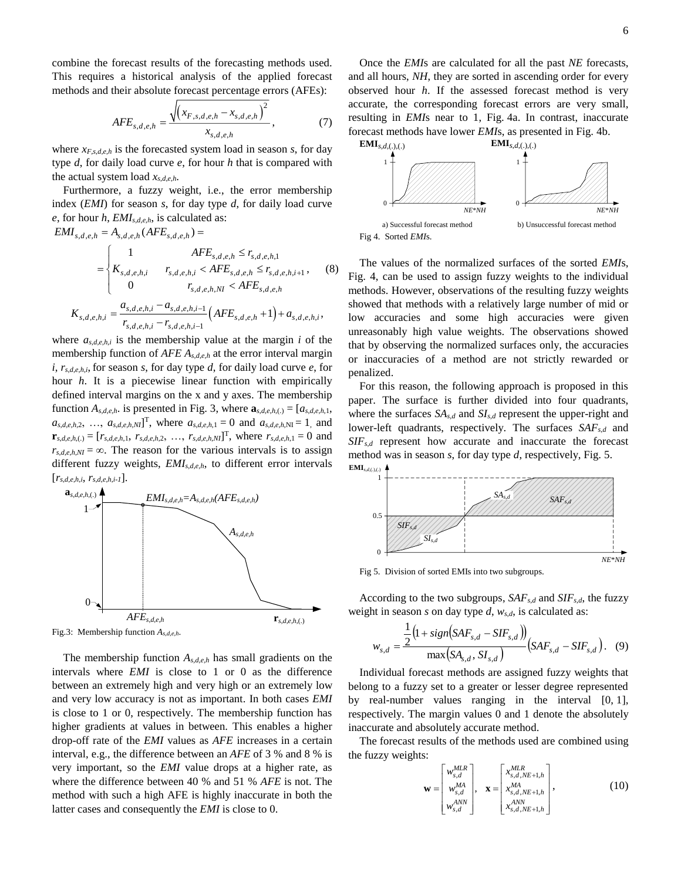combine the forecast results of the forecasting methods used. This requires a historical analysis of the applied forecast methods and their absolute forecast percentage errors (AFEs):

$$AFE_{s,d,e,h} = \frac{\sqrt{\left(x_{F,s,d,e,h} - x_{s,d,e,h}\right)^2}}{x_{s,d,e,h}}, \tag{7}$$

where $x_{F,s,d,e,h}$ is the forecasted system load in season $s$, for day type $d$, for daily load curve $e$, for hour $h$ that is compared with the actual system load $x_{s,d,e,h}$.

Furthermore, a fuzzy weight, i.e., the error membership index (*EMI*) for season $s$, for day type $d$, for daily load curve $e$, for hour $h$, $EMI_{s,d,e,h}$, is calculated as:

$$EMI_{s,d,e,h} = A_{s,d,e,h}(AFE_{s,d,e,h}) =$$

$$= \begin{cases} 1 & AFE_{s,d,e,h} \le r_{s,d,e,h,1} \\ K_{s,d,e,h,i} & r_{s,d,e,h,i} < AFE_{s,d,e,h} \le r_{s,d,e,h,i+1} \\ 0 & r_{s,d,e,h,NI} < AFE_{s,d,e,h} \end{cases}, \tag{8}$$

$$K_{s,d,e,h,i} = \frac{a_{s,d,e,h,i} - a_{s,d,e,h,i-1}}{r_{s,d,e,h,i} - r_{s,d,e,h,i-1}}\left(AFE_{s,d,e,h} + 1\right) + a_{s,d,e,h,i},$$

where $a_{s,d,e,h,i}$ is the membership value at the margin $i$ of the membership function of *AFE* $A_{s,d,e,h}$ at the error interval margin $i$, $r_{s,d,e,h,i}$, for season $s$, for day type $d$, for daily load curve $e$, for hour $h$. It is a piecewise linear function with empirically defined interval margins on the x and y axes. The membership function $A_{s,d,e,h}$. is presented in Fig. 3, where $\mathbf{a}_{s,d,e,h,(.)} = [a_{s,d,e,h,1}, a_{s,d,e,h,2}, \ldots, a_{s,d,e,h,NI}]^T$, where $a_{s,d,e,h,1} = 0$ and $a_{s,d,e,h,NI} = 1$, and $\mathbf{r}_{s,d,e,h,(.)} = [r_{s,d,e,h,1}, r_{s,d,e,h,2}, \ldots, r_{s,d,e,h,NI}]^T$, where $r_{s,d,e,h,1} = 0$ and $r_{s,d,e,h,NI} = \infty$. The reason for the various intervals is to assign different fuzzy weights, $EMI_{s,d,e,h}$, to different error intervals $[r_{s,d,e,h,i}, r_{s,d,e,h,i-1}]$.

$\mathbf{a}_{s,d,e,h,(.)}$
$EMI_{s,d,e,h}=A_{s,d,e,h}(AFE_{s,d,e,h})$
1
$A_{s,d,e,h}$
0
$AFE_{s,d,e,h}$
$\mathbf{r}_{s,d,e,h,(.)}$

Fig.3: Membership function $A_{s,d,e,h}$.

The membership function $A_{s,d,e,h}$ has small gradients on the intervals where *EMI* is close to 1 or 0 as the difference between an extremely high and very high or an extremely low and very low accuracy is not as important. In both cases *EMI* is close to 1 or 0, respectively. The membership function has higher gradients at values in between. This enables a higher drop-off rate of the *EMI* values as *AFE* increases in a certain interval, e.g., the difference between an *AFE* of 3 % and 8 % is very important, so the *EMI* value drops at a higher rate, as where the difference between 40 % and 51 % *AFE* is not. The method with such a high AFE is highly inaccurate in both the latter cases and consequently the *EMI* is close to 0.

Once the *EMI*s are calculated for all the past *NE* forecasts, and all hours, *NH*, they are sorted in ascending order for every observed hour $h$. If the assessed forecast method is very accurate, the corresponding forecast errors are very small, resulting in *EMI*s near to 1, Fig. 4a. In contrast, inaccurate forecast methods have lower *EMI*s, as presented in Fig. 4b.

$\mathbf{EMI}_{s,d,(.),(.)}$
1
0
$NE*NH$
a) Successful forecast method

$\mathbf{EMI}_{s,d,(.),(.)}$
1
0
$NE*NH$
b) Unsuccessful forecast method

Fig 4. Sorted *EMI*s.

The values of the normalized surfaces of the sorted *EMI*s, Fig. 4, can be used to assign fuzzy weights to the individual methods. However, observations of the resulting fuzzy weights showed that methods with a relatively large number of mid or low accuracies and some high accuracies were given unreasonably high value weights. The observations showed that by observing the normalized surfaces only, the accuracies or inaccuracies of a method are not strictly rewarded or penalized.

For this reason, the following approach is proposed in this paper. The surface is further divided into four quadrants, where the surfaces $SA_{s,d}$ and $SI_{s,d}$ represent the upper-right and lower-left quadrants, respectively. The surfaces $SAF_{s,d}$ and $SIF_{s,d}$ represent how accurate and inaccurate the forecast method was in season $s$, for day type $d$, respectively, Fig. 5.

$\mathbf{EMI}_{s,d,(.),(.)}$
1
0.5
0
$SA_{s,d}$
$SAF_{s,d}$
$SIF_{s,d}$
$SI_{s,d}$
$NE*NH$

Fig 5. Division of sorted EMIs into two subgroups.

According to the two subgroups, $SAF_{s,d}$ and $SIF_{s,d}$, the fuzzy weight in season $s$ on day type $d$, $w_{s,d}$, is calculated as:

$$w_{s,d} = \frac{\frac{1}{2}\left(1 + sign\left(SAF_{s,d} - SIF_{s,d}\right)\right)}{\max\left(SA_{s,d}, SI_{s,d}\right)}\left(SAF_{s,d} - SIF_{s,d}\right). \tag{9}$$

Individual forecast methods are assigned fuzzy weights that belong to a fuzzy set to a greater or lesser degree represented by real-number values ranging in the interval [0, 1], respectively. The margin values 0 and 1 denote the absolutely inaccurate and absolutely accurate method.

The forecast results of the methods used are combined using the fuzzy weights:

$$\mathbf{w} = \begin{bmatrix} w_{s,d}^{MLR} \\ w_{s,d}^{MA} \\ w_{s,d}^{ANN} \end{bmatrix}, \quad \mathbf{x} = \begin{bmatrix} x_{s,d,NE+1,h}^{MLR} \\ x_{s,d,NE+1,h}^{MA} \\ x_{s,d,NE+1,h}^{ANN} \end{bmatrix}, \tag{10}$$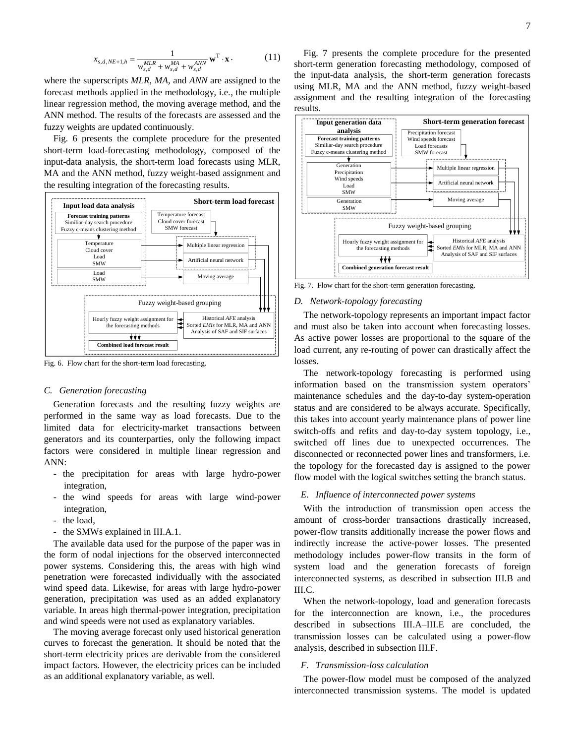$$x_{s,d,NE+1,h} = \frac{1}{w_{s,d}^{MLR} + w_{s,d}^{MA} + w_{s,d}^{ANN}} \mathbf{w}^{\mathrm{T}} \cdot \mathbf{x} \,. \tag{11}$$

where the superscripts *MLR*, *MA*, and *ANN* are assigned to the forecast methods applied in the methodology, i.e., the multiple linear regression method, the moving average method, and the ANN method. The results of the forecasts are assessed and the fuzzy weights are updated continuously.

Fig. 6 presents the complete procedure for the presented short-term load-forecasting methodology, composed of the input-data analysis, the short-term load forecasts using MLR, MA and the ANN method, fuzzy weight-based assignment and the resulting integration of the forecasting results.

Input load data analysis
Short-term load forecast
Forecast training patterns
Similiar-day search procedure
Fuzzy c-means clustering method
Temperature forecast
Cloud cover forecast
SMW forecast
Temperature
Cloud cover
Load
SMW
Multiple linear regression
Artificial neural network
Load
SMW
Moving average
Fuzzy weight-based grouping
Hourly fuzzy weight assignment for the forecasting methods
Historical *AFE* analysis
Sorted *EMIs* for MLR, MA and ANN
Analysis of SAF and SIF surfaces
Combined load forecast result

Fig. 6. Flow chart for the short-term load forecasting.

### C. Generation forecasting

Generation forecasts and the resulting fuzzy weights are performed in the same way as load forecasts. Due to the limited data for electricity-market transactions between generators and its counterparties, only the following impact factors were considered in multiple linear regression and ANN:

- the precipitation for areas with large hydro-power integration,
- the wind speeds for areas with large wind-power integration,
- the load,
- the SMWs explained in III.A.1.

The available data used for the purpose of the paper was in the form of nodal injections for the observed interconnected power systems. Considering this, the areas with high wind penetration were forecasted individually with the associated wind speed data. Likewise, for areas with large hydro-power generation, precipitation was used as an added explanatory variable. In areas high thermal-power integration, precipitation and wind speeds were not used as explanatory variables.

The moving average forecast only used historical generation curves to forecast the generation. It should be noted that the short-term electricity prices are derivable from the considered impact factors. However, the electricity prices can be included as an additional explanatory variable, as well.

Fig. 7 presents the complete procedure for the presented short-term generation forecasting methodology, composed of the input-data analysis, the short-term generation forecasts using MLR, MA and the ANN method, fuzzy weight-based assignment and the resulting integration of the forecasting results.

Input generation data analysis
Short-term generation forecast
Forecast training patterns
Similiar-day search procedure
Fuzzy c-means clustering method
Precipitation forecast
Wind speeds forecast
Load forecasts
SMW forecast
Generation
Precipitation
Wind speeds
Load
SMW
Multiple linear regression
Artificial neural network
Generation
SMW
Moving average
Fuzzy weight-based grouping
Hourly fuzzy weight assignment for the forecasting methods
Historical *AFE* analysis
Sorted *EMIs* for MLR, MA and ANN
Analysis of SAF and SIF surfaces
Combined generation forecast result

Fig. 7. Flow chart for the short-term generation forecasting.

### D. Network-topology forecasting

The network-topology represents an important impact factor and must also be taken into account when forecasting losses. As active power losses are proportional to the square of the load current, any re-routing of power can drastically affect the losses.

The network-topology forecasting is performed using information based on the transmission system operators' maintenance schedules and the day-to-day system-operation status and are considered to be always accurate. Specifically, this takes into account yearly maintenance plans of power line switch-offs and refits and day-to-day system topology, i.e., switched off lines due to unexpected occurrences. The disconnected or reconnected power lines and transformers, i.e. the topology for the forecasted day is assigned to the power flow model with the logical switches setting the branch status.

### E. Influence of interconnected power systems

With the introduction of transmission open access the amount of cross-border transactions drastically increased, power-flow transits additionally increase the power flows and indirectly increase the active-power losses. The presented methodology includes power-flow transits in the form of system load and the generation forecasts of foreign interconnected systems, as described in subsection III.B and III.C.

When the network-topology, load and generation forecasts for the interconnection are known, i.e., the procedures described in subsections III.A–III.E are concluded, the transmission losses can be calculated using a power-flow analysis, described in subsection III.F.

### F. Transmission-loss calculation

The power-flow model must be composed of the analyzed interconnected transmission systems. The model is updated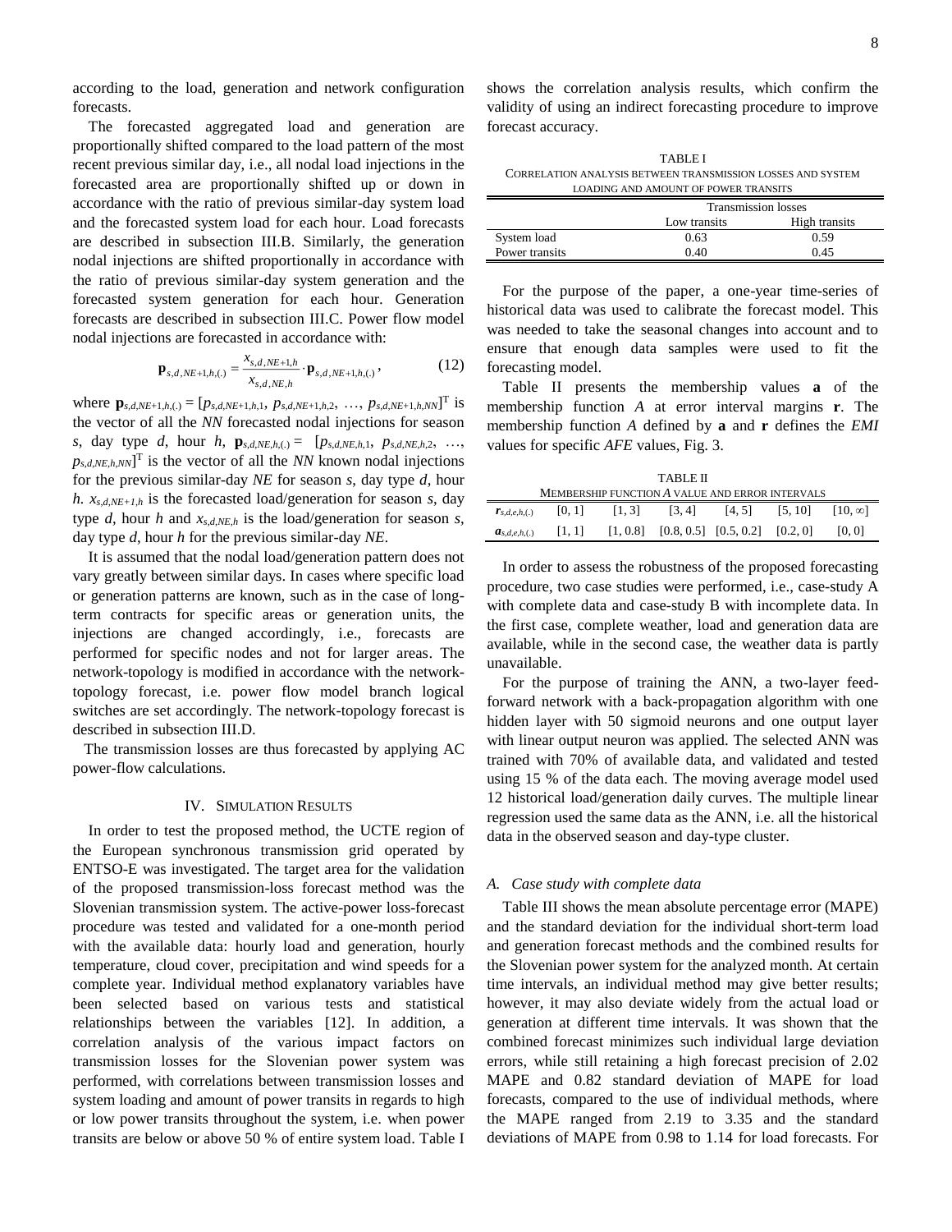according to the load, generation and network configuration forecasts.

The forecasted aggregated load and generation are proportionally shifted compared to the load pattern of the most recent previous similar day, i.e., all nodal load injections in the forecasted area are proportionally shifted up or down in accordance with the ratio of previous similar-day system load and the forecasted system load for each hour. Load forecasts are described in subsection III.B. Similarly, the generation nodal injections are shifted proportionally in accordance with the ratio of previous similar-day system generation and the forecasted system generation for each hour. Generation forecasts are described in subsection III.C. Power flow model nodal injections are forecasted in accordance with:

$$\mathbf{p}_{s,d,NE+1,h,(.)} = \frac{x_{s,d,NE+1,h}}{x_{s,d,NE,h}} \cdot \mathbf{p}_{s,d,NE+1,h,(.)}, \qquad (12)$$

where $\mathbf{p}_{s,d,NE+1,h,(.)} = [p_{s,d,NE+1,h,1},\ p_{s,d,NE+1,h,2},\ \ldots,\ p_{s,d,NE+1,h,NN}]^{T}$ is the vector of all the $NN$ forecasted nodal injections for season $s$, day type $d$, hour $h$, $\mathbf{p}_{s,d,NE,h,(.)} = [p_{s,d,NE,h,1},\ p_{s,d,NE,h,2},\ \ldots,\ p_{s,d,NE,h,NN}]^{T}$ is the vector of all the $NN$ known nodal injections for the previous similar-day $NE$ for season $s$, day type $d$, hour $h$. $x_{s,d,NE+1,h}$ is the forecasted load/generation for season $s$, day type $d$, hour $h$ and $x_{s,d,NE,h}$ is the load/generation for season $s$, day type $d$, hour $h$ for the previous similar-day $NE$.

It is assumed that the nodal load/generation pattern does not vary greatly between similar days. In cases where specific load or generation patterns are known, such as in the case of long-term contracts for specific areas or generation units, the injections are changed accordingly, i.e., forecasts are performed for specific nodes and not for larger areas. The network-topology is modified in accordance with the network-topology forecast, i.e. power flow model branch logical switches are set accordingly. The network-topology forecast is described in subsection III.D.

The transmission losses are thus forecasted by applying AC power-flow calculations.

## IV. Simulation Results

In order to test the proposed method, the UCTE region of the European synchronous transmission grid operated by ENTSO-E was investigated. The target area for the validation of the proposed transmission-loss forecast method was the Slovenian transmission system. The active-power loss-forecast procedure was tested and validated for a one-month period with the available data: hourly load and generation, hourly temperature, cloud cover, precipitation and wind speeds for a complete year. Individual method explanatory variables have been selected based on various tests and statistical relationships between the variables [12]. In addition, a correlation analysis of the various impact factors on transmission losses for the Slovenian power system was performed, with correlations between transmission losses and system loading and amount of power transits in regards to high or low power transits throughout the system, i.e. when power transits are below or above 50 % of entire system load. Table I shows the correlation analysis results, which confirm the validity of using an indirect forecasting procedure to improve forecast accuracy.

TABLE I
Correlation analysis between transmission losses and system loading and amount of power transits

| | Transmission losses | |
|---|---|---|
| | Low transits | High transits |
| System load | 0.63 | 0.59 |
| Power transits | 0.40 | 0.45 |

For the purpose of the paper, a one-year time-series of historical data was used to calibrate the forecast model. This was needed to take the seasonal changes into account and to ensure that enough data samples were used to fit the forecasting model.

Table II presents the membership values **a** of the membership function $A$ at error interval margins **r**. The membership function $A$ defined by **a** and **r** defines the *EMI* values for specific *AFE* values, Fig. 3.

TABLE II
Membership function $A$ value and error intervals

| | | | | | | |
|---|---|---|---|---|---|---|
| $\mathbf{r}_{s,d,e,h,(.)}$ | [0, 1] | [1, 3] | [3, 4] | [4, 5] | [5, 10] | [10, ∞] |
| $\mathbf{a}_{s,d,e,h,(.)}$ | [1, 1] | [1, 0.8] | [0.8, 0.5] | [0.5, 0.2] | [0.2, 0] | [0, 0] |

In order to assess the robustness of the proposed forecasting procedure, two case studies were performed, i.e., case-study A with complete data and case-study B with incomplete data. In the first case, complete weather, load and generation data are available, while in the second case, the weather data is partly unavailable.

For the purpose of training the ANN, a two-layer feed-forward network with a back-propagation algorithm with one hidden layer with 50 sigmoid neurons and one output layer with linear output neuron was applied. The selected ANN was trained with 70% of available data, and validated and tested using 15 % of the data each. The moving average model used 12 historical load/generation daily curves. The multiple linear regression used the same data as the ANN, i.e. all the historical data in the observed season and day-type cluster.

### A. Case study with complete data

Table III shows the mean absolute percentage error (MAPE) and the standard deviation for the individual short-term load and generation forecast methods and the combined results for the Slovenian power system for the analyzed month. At certain time intervals, an individual method may give better results; however, it may also deviate widely from the actual load or generation at different time intervals. It was shown that the combined forecast minimizes such individual large deviation errors, while still retaining a high forecast precision of 2.02 MAPE and 0.82 standard deviation of MAPE for load forecasts, compared to the use of individual methods, where the MAPE ranged from 2.19 to 3.35 and the standard deviations of MAPE from 0.98 to 1.14 for load forecasts. For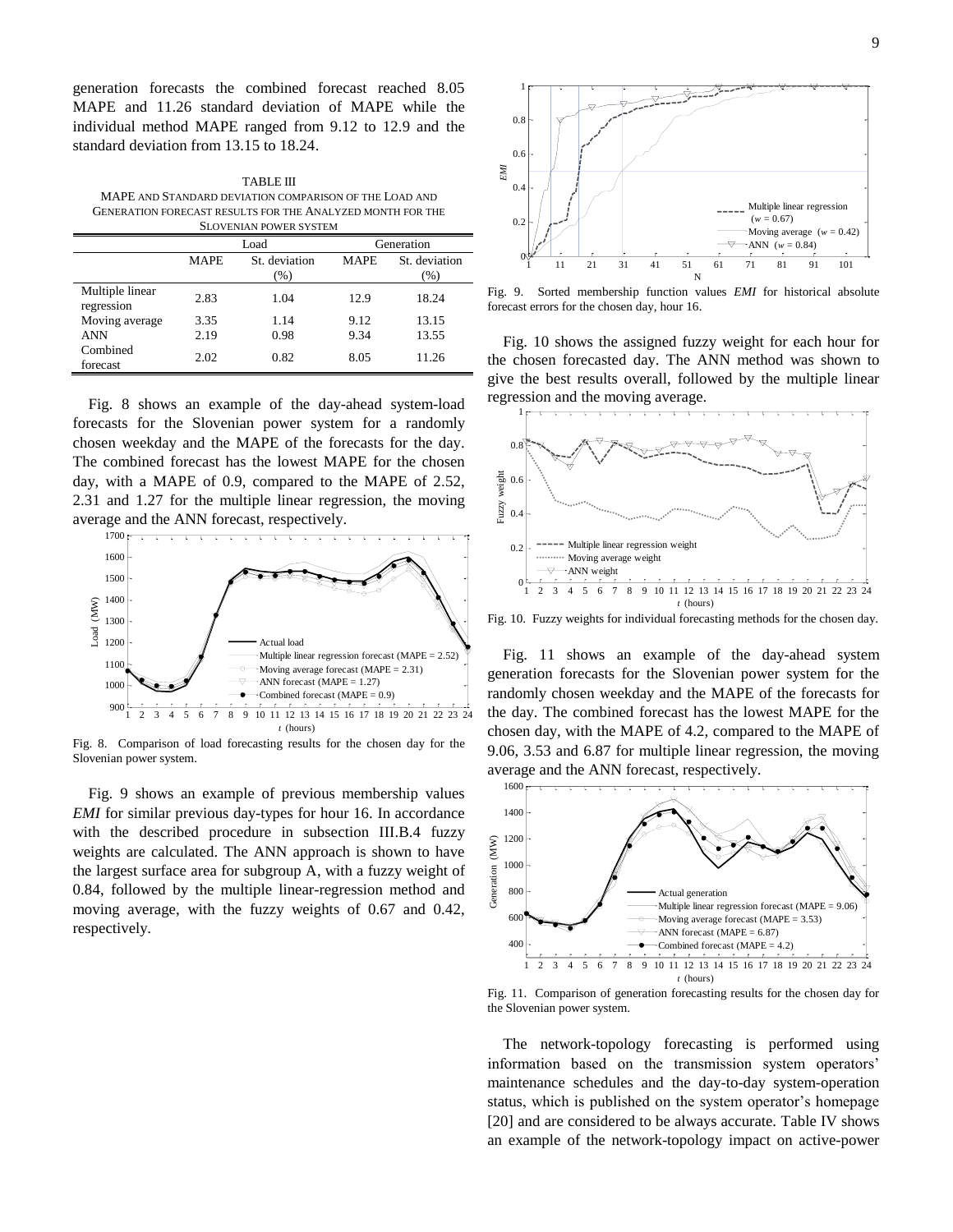generation forecasts the combined forecast reached 8.05 MAPE and 11.26 standard deviation of MAPE while the individual method MAPE ranged from 9.12 to 12.9 and the standard deviation from 13.15 to 18.24.

TABLE III
MAPE AND STANDARD DEVIATION COMPARISON OF THE LOAD AND GENERATION FORECAST RESULTS FOR THE ANALYZED MONTH FOR THE SLOVENIAN POWER SYSTEM

| | Load | | Generation | |
|---|---|---|---|---|
| | MAPE | St. deviation (%) | MAPE | St. deviation (%) |
| Multiple linear regression | 2.83 | 1.04 | 12.9 | 18.24 |
| Moving average | 3.35 | 1.14 | 9.12 | 13.15 |
| ANN | 2.19 | 0.98 | 9.34 | 13.55 |
| Combined forecast | 2.02 | 0.82 | 8.05 | 11.26 |

Fig. 8 shows an example of the day-ahead system-load forecasts for the Slovenian power system for a randomly chosen weekday and the MAPE of the forecasts for the day. The combined forecast has the lowest MAPE for the chosen day, with a MAPE of 0.9, compared to the MAPE of 2.52, 2.31 and 1.27 for the multiple linear regression, the moving average and the ANN forecast, respectively.

Load (MW)
t (hours)
Actual load
Multiple linear regression forecast (MAPE = 2.52)
Moving average forecast (MAPE = 2.31)
ANN forecast (MAPE = 1.27)
Combined forecast (MAPE = 0.9)

Fig. 8. Comparison of load forecasting results for the chosen day for the Slovenian power system.

Fig. 9 shows an example of previous membership values *EMI* for similar previous day-types for hour 16. In accordance with the described procedure in subsection III.B.4 fuzzy weights are calculated. The ANN approach is shown to have the largest surface area for subgroup A, with a fuzzy weight of 0.84, followed by the multiple linear-regression method and moving average, with the fuzzy weights of 0.67 and 0.42, respectively.

EMI
N
Multiple linear regression ($w$ = 0.67)
Moving average ($w$ = 0.42)
ANN ($w$ = 0.84)

Fig. 9. Sorted membership function values *EMI* for historical absolute forecast errors for the chosen day, hour 16.

Fig. 10 shows the assigned fuzzy weight for each hour for the chosen forecasted day. The ANN method was shown to give the best results overall, followed by the multiple linear regression and the moving average.

Fuzzy weight
t (hours)
Multiple linear regression weight
Moving average weight
ANN weight

Fig. 10. Fuzzy weights for individual forecasting methods for the chosen day.

Fig. 11 shows an example of the day-ahead system generation forecasts for the Slovenian power system for the randomly chosen weekday and the MAPE of the forecasts for the day. The combined forecast has the lowest MAPE for the chosen day, with the MAPE of 4.2, compared to the MAPE of 9.06, 3.53 and 6.87 for multiple linear regression, the moving average and the ANN forecast, respectively.

Generation (MW)
t (hours)
Actual generation
Multiple linear regression forecast (MAPE = 9.06)
Moving average forecast (MAPE = 3.53)
ANN forecast (MAPE = 6.87)
Combined forecast (MAPE = 4.2)

Fig. 11. Comparison of generation forecasting results for the chosen day for the Slovenian power system.

The network-topology forecasting is performed using information based on the transmission system operators' maintenance schedules and the day-to-day system-operation status, which is published on the system operator's homepage [20] and are considered to be always accurate. Table IV shows an example of the network-topology impact on active-power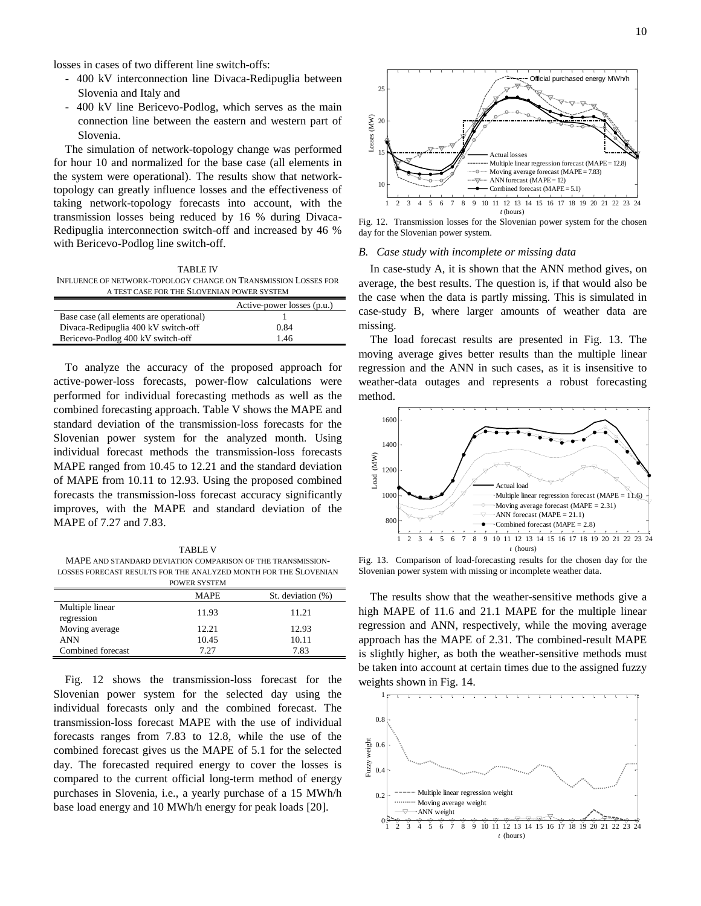losses in cases of two different line switch-offs:

- 400 kV interconnection line Divaca-Redipuglia between Slovenia and Italy and
- 400 kV line Bericevo-Podlog, which serves as the main connection line between the eastern and western part of Slovenia.

The simulation of network-topology change was performed for hour 10 and normalized for the base case (all elements in the system were operational). The results show that network-topology can greatly influence losses and the effectiveness of taking network-topology forecasts into account, with the transmission losses being reduced by 16 % during Divaca-Redipuglia interconnection switch-off and increased by 46 % with Bericevo-Podlog line switch-off.

TABLE IV
INFLUENCE OF NETWORK-TOPOLOGY CHANGE ON TRANSMISSION LOSSES FOR A TEST CASE FOR THE SLOVENIAN POWER SYSTEM

| | Active-power losses (p.u.) |
|---|---|
| Base case (all elements are operational) | 1 |
| Divaca-Redipuglia 400 kV switch-off | 0.84 |
| Bericevo-Podlog 400 kV switch-off | 1.46 |

To analyze the accuracy of the proposed approach for active-power-loss forecasts, power-flow calculations were performed for individual forecasting methods as well as the combined forecasting approach. Table V shows the MAPE and standard deviation of the transmission-loss forecasts for the Slovenian power system for the analyzed month. Using individual forecast methods the transmission-loss forecasts MAPE ranged from 10.45 to 12.21 and the standard deviation of MAPE from 10.11 to 12.93. Using the proposed combined forecasts the transmission-loss forecast accuracy significantly improves, with the MAPE and standard deviation of the MAPE of 7.27 and 7.83.

TABLE V
MAPE AND STANDARD DEVIATION COMPARISON OF THE TRANSMISSION-LOSSES FORECAST RESULTS FOR THE ANALYZED MONTH FOR THE SLOVENIAN POWER SYSTEM

| | MAPE | St. deviation (%) |
|---|---|---|
| Multiple linear regression | 11.93 | 11.21 |
| Moving average | 12.21 | 12.93 |
| ANN | 10.45 | 10.11 |
| Combined forecast | 7.27 | 7.83 |

Fig. 12 shows the transmission-loss forecast for the Slovenian power system for the selected day using the individual forecasts only and the combined forecast. The transmission-loss forecast MAPE with the use of individual forecasts ranges from 7.83 to 12.8, while the use of the combined forecast gives us the MAPE of 5.1 for the selected day. The forecasted required energy to cover the losses is compared to the current official long-term method of energy purchases in Slovenia, i.e., a yearly purchase of a 15 MWh/h base load energy and 10 MWh/h energy for peak loads [20].

Official purchased energy MWh/h
Losses (MW)
Actual losses
Multiple linear regression forecast (MAPE = 12.8)
Moving average forecast (MAPE = 7.83)
ANN forecast (MAPE = 12)
Combined forecast (MAPE = 5.1)
*t* (hours)

Fig. 12. Transmission losses for the Slovenian power system for the chosen day for the Slovenian power system.

## B. Case study with incomplete or missing data

In case-study A, it is shown that the ANN method gives, on average, the best results. The question is, if that would also be the case when the data is partly missing. This is simulated in case-study B, where larger amounts of weather data are missing.

The load forecast results are presented in Fig. 13. The moving average gives better results than the multiple linear regression and the ANN in such cases, as it is insensitive to weather-data outages and represents a robust forecasting method.

Load (MW)
Actual load
Multiple linear regression forecast (MAPE = 11.6)
Moving average forecast (MAPE = 2.31)
ANN forecast (MAPE = 21.1)
Combined forecast (MAPE = 2.8)
*t* (hours)

Fig. 13. Comparison of load-forecasting results for the chosen day for the Slovenian power system with missing or incomplete weather data.

The results show that the weather-sensitive methods give a high MAPE of 11.6 and 21.1 MAPE for the multiple linear regression and ANN, respectively, while the moving average approach has the MAPE of 2.31. The combined-result MAPE is slightly higher, as both the weather-sensitive methods must be taken into account at certain times due to the assigned fuzzy weights shown in Fig. 14.

Fuzzy weight
Multiple linear regression weight
Moving average weight
ANN weight
*t* (hours)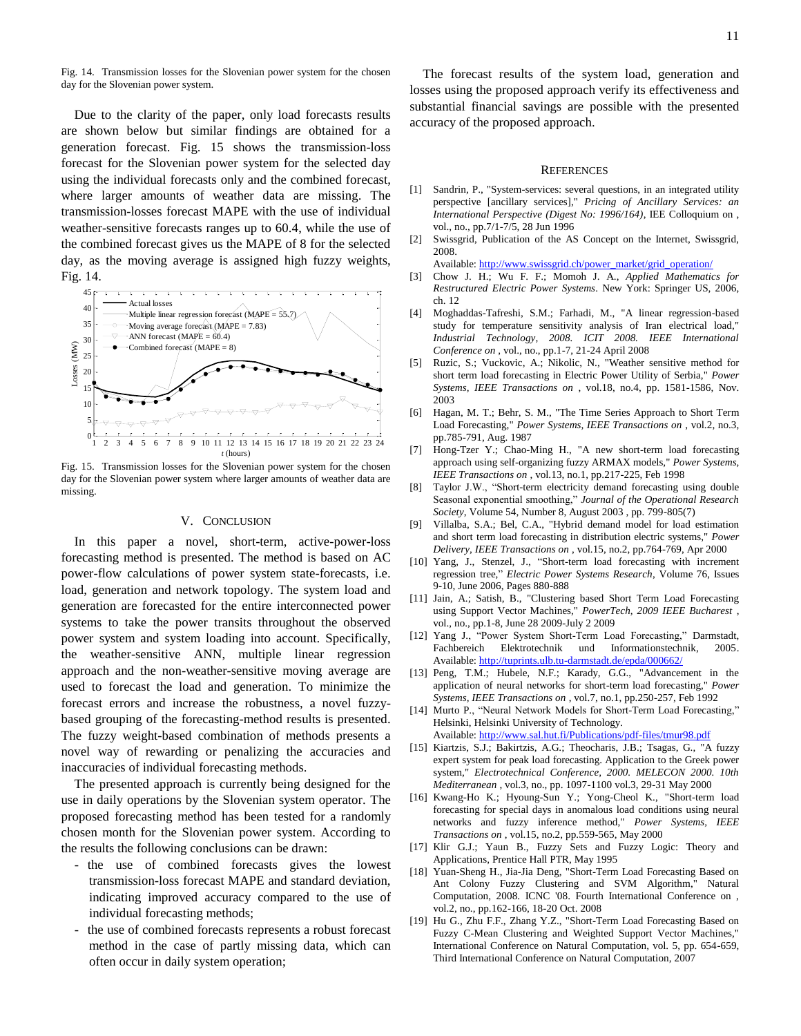Fig. 14. Transmission losses for the Slovenian power system for the chosen day for the Slovenian power system.

Due to the clarity of the paper, only load forecasts results are shown below but similar findings are obtained for a generation forecast. Fig. 15 shows the transmission-loss forecast for the Slovenian power system for the selected day using the individual forecasts only and the combined forecast, where larger amounts of weather data are missing. The transmission-losses forecast MAPE with the use of individual weather-sensitive forecasts ranges up to 60.4, while the use of the combined forecast gives us the MAPE of 8 for the selected day, as the moving average is assigned high fuzzy weights, Fig. 14.

Actual losses
Multiple linear regression forecast (MAPE = 55.7)
Moving average forecast (MAPE = 7.83)
ANN forecast (MAPE = 60.4)
Combined forecast (MAPE = 8)
Losses (MW)
45
40
35
30
25
20
15
10
5
0
1 2 3 4 5 6 7 8 9 10 11 12 13 14 15 16 17 18 19 20 21 22 23 24
$t$ (hours)

Fig. 15. Transmission losses for the Slovenian power system for the chosen day for the Slovenian power system where larger amounts of weather data are missing.

## V. Conclusion

In this paper a novel, short-term, active-power-loss forecasting method is presented. The method is based on AC power-flow calculations of power system state-forecasts, i.e. load, generation and network topology. The system load and generation are forecasted for the entire interconnected power systems to take the power transits throughout the observed power system and system loading into account. Specifically, the weather-sensitive ANN, multiple linear regression approach and the non-weather-sensitive moving average are used to forecast the load and generation. To minimize the forecast errors and increase the robustness, a novel fuzzy-based grouping of the forecasting-method results is presented. The fuzzy weight-based combination of methods presents a novel way of rewarding or penalizing the accuracies and inaccuracies of individual forecasting methods.

The presented approach is currently being designed for the use in daily operations by the Slovenian system operator. The proposed forecasting method has been tested for a randomly chosen month for the Slovenian power system. According to the results the following conclusions can be drawn:

- the use of combined forecasts gives the lowest transmission-loss forecast MAPE and standard deviation, indicating improved accuracy compared to the use of individual forecasting methods;
- the use of combined forecasts represents a robust forecast method in the case of partly missing data, which can often occur in daily system operation;

The forecast results of the system load, generation and losses using the proposed approach verify its effectiveness and substantial financial savings are possible with the presented accuracy of the proposed approach.

## References

[1] Sandrin, P., "System-services: several questions, in an integrated utility perspective [ancillary services]," *Pricing of Ancillary Services: an International Perspective (Digest No: 1996/164)*, IEE Colloquium on , vol., no., pp.7/1-7/5, 28 Jun 1996

[2] Swissgrid, Publication of the AS Concept on the Internet, Swissgrid, 2008. Available: http://www.swissgrid.ch/power_market/grid_operation/

[3] Chow J. H.; Wu F. F.; Momoh J. A., *Applied Mathematics for Restructured Electric Power Systems*. New York: Springer US, 2006, ch. 12

[4] Moghaddas-Tafreshi, S.M.; Farhadi, M., "A linear regression-based study for temperature sensitivity analysis of Iran electrical load," *Industrial Technology, 2008. ICIT 2008. IEEE International Conference on* , vol., no., pp.1-7, 21-24 April 2008

[5] Ruzic, S.; Vuckovic, A.; Nikolic, N., "Weather sensitive method for short term load forecasting in Electric Power Utility of Serbia," *Power Systems, IEEE Transactions on* , vol.18, no.4, pp. 1581-1586, Nov. 2003

[6] Hagan, M. T.; Behr, S. M., "The Time Series Approach to Short Term Load Forecasting," *Power Systems, IEEE Transactions on* , vol.2, no.3, pp.785-791, Aug. 1987

[7] Hong-Tzer Y.; Chao-Ming H., "A new short-term load forecasting approach using self-organizing fuzzy ARMAX models," *Power Systems, IEEE Transactions on* , vol.13, no.1, pp.217-225, Feb 1998

[8] Taylor J.W., "Short-term electricity demand forecasting using double Seasonal exponential smoothing," *Journal of the Operational Research Society*, Volume 54, Number 8, August 2003 , pp. 799-805(7)

[9] Villalba, S.A.; Bel, C.A., "Hybrid demand model for load estimation and short term load forecasting in distribution electric systems," *Power Delivery, IEEE Transactions on* , vol.15, no.2, pp.764-769, Apr 2000

[10] Yang, J., Stenzel, J., "Short-term load forecasting with increment regression tree," *Electric Power Systems Research*, Volume 76, Issues 9-10, June 2006, Pages 880-888

[11] Jain, A.; Satish, B., "Clustering based Short Term Load Forecasting using Support Vector Machines," *PowerTech, 2009 IEEE Bucharest* , vol., no., pp.1-8, June 28 2009-July 2 2009

[12] Yang J., "Power System Short-Term Load Forecasting," Darmstadt, Fachbereich Elektrotechnik und Informationstechnik, 2005. Available: http://tuprints.ulb.tu-darmstadt.de/epda/000662/

[13] Peng, T.M.; Hubele, N.F.; Karady, G.G., "Advancement in the application of neural networks for short-term load forecasting," *Power Systems, IEEE Transactions on* , vol.7, no.1, pp.250-257, Feb 1992

[14] Murto P., "Neural Network Models for Short-Term Load Forecasting," Helsinki, Helsinki University of Technology. Available: http://www.sal.hut.fi/Publications/pdf-files/tmur98.pdf

[15] Kiartzis, S.J.; Bakirtzis, A.G.; Theocharis, J.B.; Tsagas, G., "A fuzzy expert system for peak load forecasting. Application to the Greek power system," *Electrotechnical Conference, 2000. MELECON 2000. 10th Mediterranean* , vol.3, no., pp. 1097-1100 vol.3, 29-31 May 2000

[16] Kwang-Ho K.; Hyoung-Sun Y.; Yong-Cheol K., "Short-term load forecasting for special days in anomalous load conditions using neural networks and fuzzy inference method," *Power Systems, IEEE Transactions on* , vol.15, no.2, pp.559-565, May 2000

[17] Klir G.J.; Yaun B., Fuzzy Sets and Fuzzy Logic: Theory and Applications, Prentice Hall PTR, May 1995

[18] Yuan-Sheng H., Jia-Jia Deng, "Short-Term Load Forecasting Based on Ant Colony Fuzzy Clustering and SVM Algorithm," Natural Computation, 2008. ICNC '08. Fourth International Conference on , vol.2, no., pp.162-166, 18-20 Oct. 2008

[19] Hu G., Zhu F.F., Zhang Y.Z., "Short-Term Load Forecasting Based on Fuzzy C-Mean Clustering and Weighted Support Vector Machines," International Conference on Natural Computation, vol. 5, pp. 654-659, Third International Conference on Natural Computation, 2007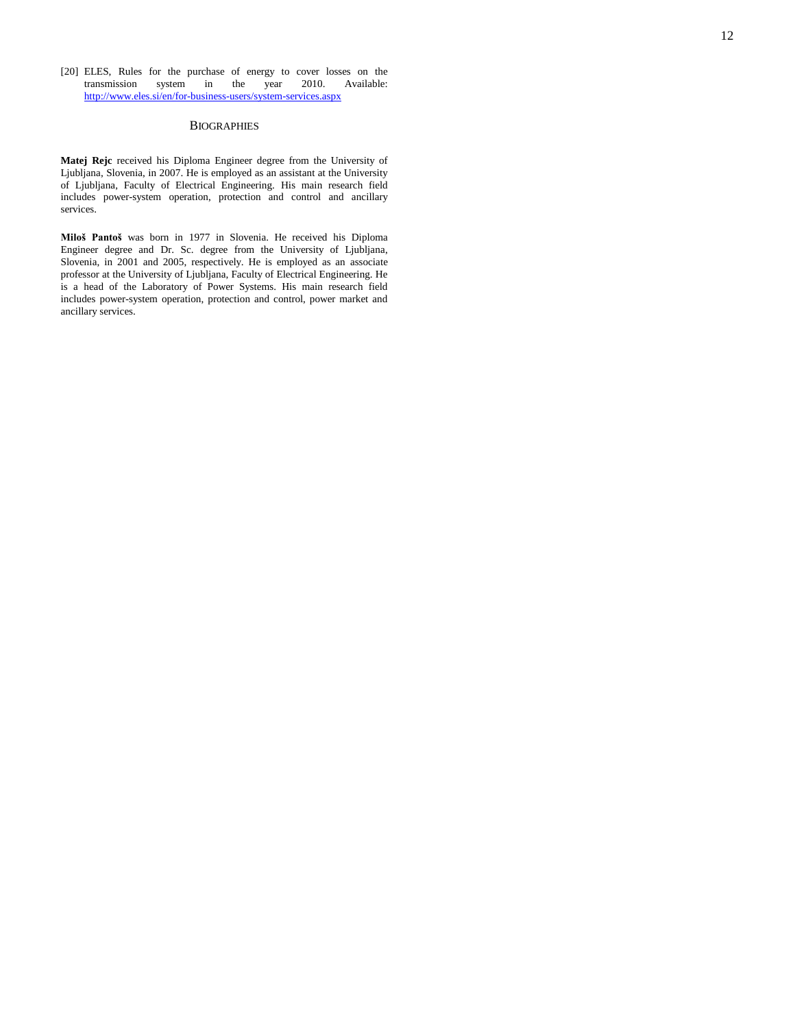[20] ELES, Rules for the purchase of energy to cover losses on the transmission system in the year 2010. Available: http://www.eles.si/en/for-business-users/system-services.aspx

## BIOGRAPHIES

**Matej Rejc** received his Diploma Engineer degree from the University of Ljubljana, Slovenia, in 2007. He is employed as an assistant at the University of Ljubljana, Faculty of Electrical Engineering. His main research field includes power-system operation, protection and control and ancillary services.

**Miloš Pantoš** was born in 1977 in Slovenia. He received his Diploma Engineer degree and Dr. Sc. degree from the University of Ljubljana, Slovenia, in 2001 and 2005, respectively. He is employed as an associate professor at the University of Ljubljana, Faculty of Electrical Engineering. He is a head of the Laboratory of Power Systems. His main research field includes power-system operation, protection and control, power market and ancillary services.